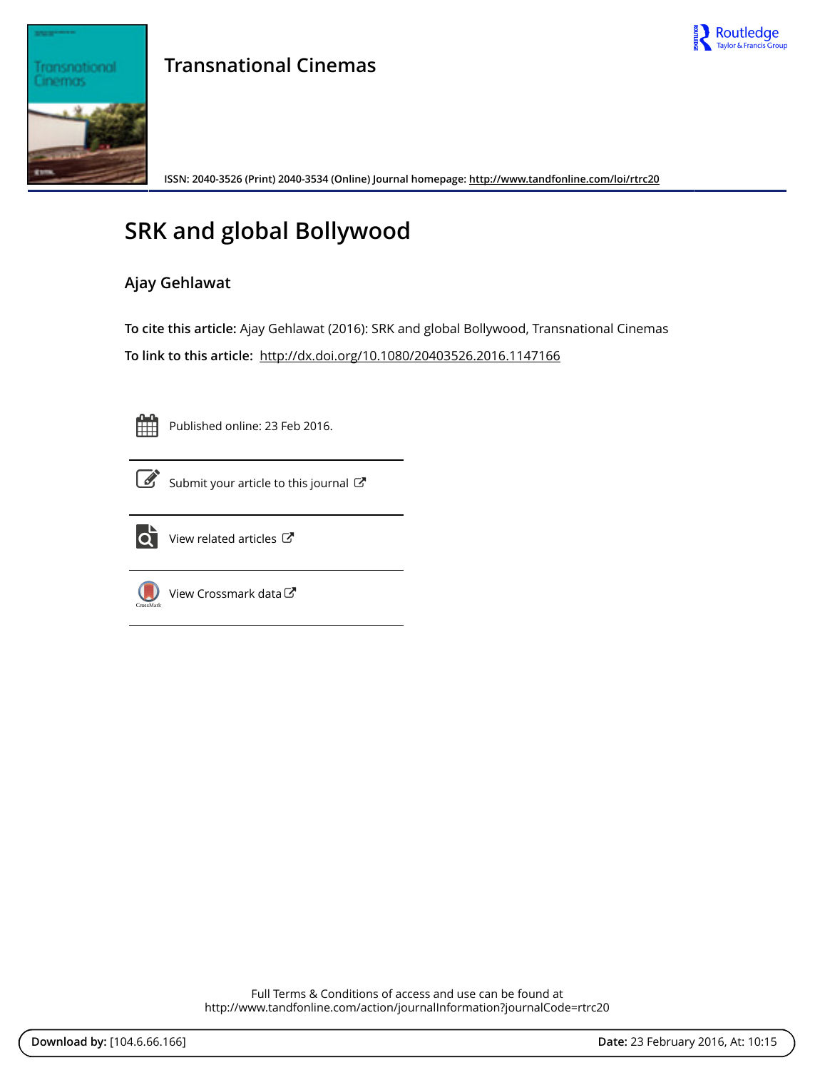**Transnational Cinemas**

ISSN: 2040-3526 (Print) 2040-3534 (Online) Journal homepage: http://www.tandfonline.com/loi/rtrc20

# SRK and global Bollywood

**Ajay Gehlawat**

**To cite this article:** Ajay Gehlawat (2016): SRK and global Bollywood, Transnational Cinemas

**To link to this article:** http://dx.doi.org/10.1080/20403526.2016.1147166

Published online: 23 Feb 2016.

Submit your article to this journal

View related articles

View Crossmark data

Full Terms & Conditions of access and use can be found at
http://www.tandfonline.com/action/journalInformation?journalCode=rtrc20

**Download by:** [104.6.66.166] **Date:** 23 February 2016, At: 10:15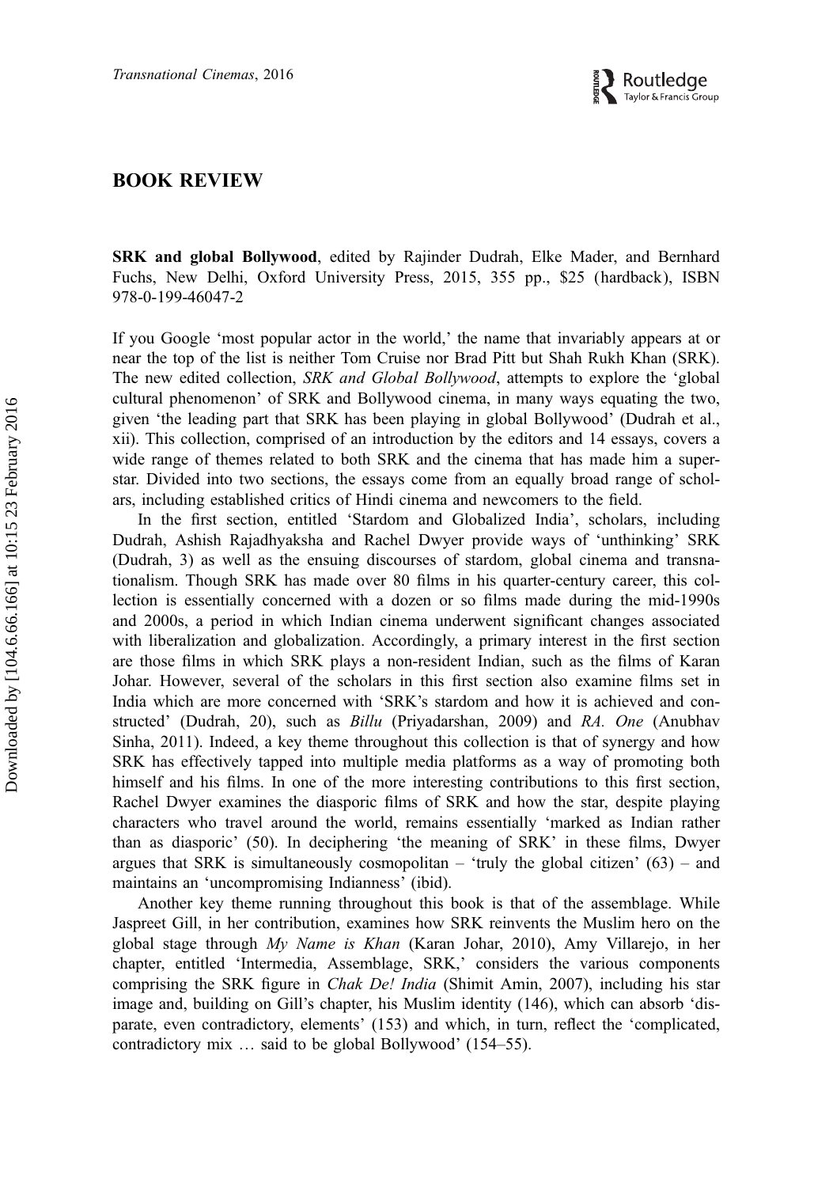## BOOK REVIEW

**SRK and global Bollywood**, edited by Rajinder Dudrah, Elke Mader, and Bernhard Fuchs, New Delhi, Oxford University Press, 2015, 355 pp., $25 (hardback), ISBN 978-0-199-46047-2

If you Google 'most popular actor in the world,' the name that invariably appears at or near the top of the list is neither Tom Cruise nor Brad Pitt but Shah Rukh Khan (SRK). The new edited collection, *SRK and Global Bollywood*, attempts to explore the 'global cultural phenomenon' of SRK and Bollywood cinema, in many ways equating the two, given 'the leading part that SRK has been playing in global Bollywood' (Dudrah et al., xii). This collection, comprised of an introduction by the editors and 14 essays, covers a wide range of themes related to both SRK and the cinema that has made him a superstar. Divided into two sections, the essays come from an equally broad range of scholars, including established critics of Hindi cinema and newcomers to the field.

In the first section, entitled 'Stardom and Globalized India', scholars, including Dudrah, Ashish Rajadhyaksha and Rachel Dwyer provide ways of 'unthinking' SRK (Dudrah, 3) as well as the ensuing discourses of stardom, global cinema and transnationalism. Though SRK has made over 80 films in his quarter-century career, this collection is essentially concerned with a dozen or so films made during the mid-1990s and 2000s, a period in which Indian cinema underwent significant changes associated with liberalization and globalization. Accordingly, a primary interest in the first section are those films in which SRK plays a non-resident Indian, such as the films of Karan Johar. However, several of the scholars in this first section also examine films set in India which are more concerned with 'SRK's stardom and how it is achieved and constructed' (Dudrah, 20), such as *Billu* (Priyadarshan, 2009) and *RA. One* (Anubhav Sinha, 2011). Indeed, a key theme throughout this collection is that of synergy and how SRK has effectively tapped into multiple media platforms as a way of promoting both himself and his films. In one of the more interesting contributions to this first section, Rachel Dwyer examines the diasporic films of SRK and how the star, despite playing characters who travel around the world, remains essentially 'marked as Indian rather than as diasporic' (50). In deciphering 'the meaning of SRK' in these films, Dwyer argues that SRK is simultaneously cosmopolitan – 'truly the global citizen' (63) – and maintains an 'uncompromising Indianness' (ibid).

Another key theme running throughout this book is that of the assemblage. While Jaspreet Gill, in her contribution, examines how SRK reinvents the Muslim hero on the global stage through *My Name is Khan* (Karan Johar, 2010), Amy Villarejo, in her chapter, entitled 'Intermedia, Assemblage, SRK,' considers the various components comprising the SRK figure in *Chak De! India* (Shimit Amin, 2007), including his star image and, building on Gill's chapter, his Muslim identity (146), which can absorb 'disparate, even contradictory, elements' (153) and which, in turn, reflect the 'complicated, contradictory mix … said to be global Bollywood' (154–55).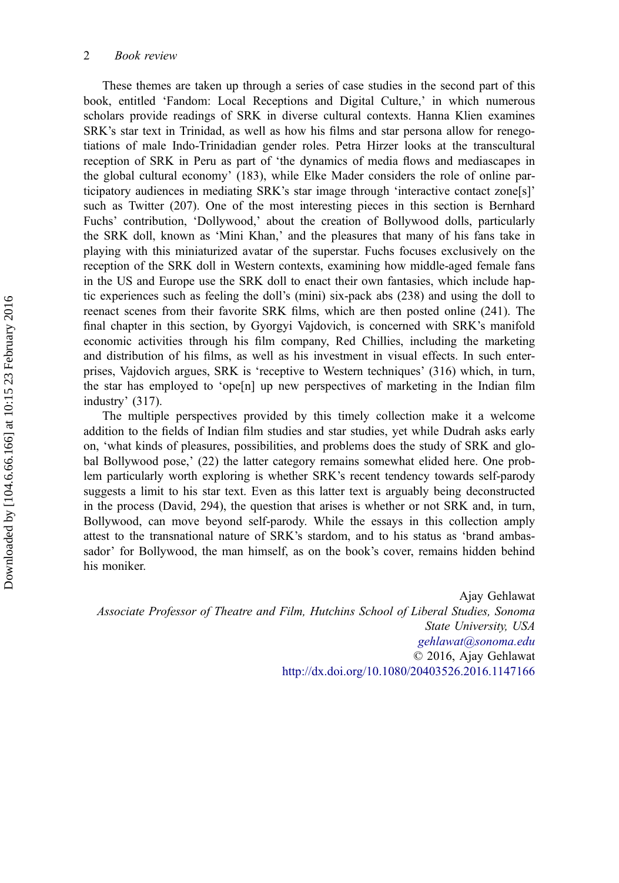These themes are taken up through a series of case studies in the second part of this book, entitled 'Fandom: Local Receptions and Digital Culture,' in which numerous scholars provide readings of SRK in diverse cultural contexts. Hanna Klien examines SRK's star text in Trinidad, as well as how his films and star persona allow for renegotiations of male Indo-Trinidadian gender roles. Petra Hirzer looks at the transcultural reception of SRK in Peru as part of 'the dynamics of media flows and mediascapes in the global cultural economy' (183), while Elke Mader considers the role of online participatory audiences in mediating SRK's star image through 'interactive contact zone[s]' such as Twitter (207). One of the most interesting pieces in this section is Bernhard Fuchs' contribution, 'Dollywood,' about the creation of Bollywood dolls, particularly the SRK doll, known as 'Mini Khan,' and the pleasures that many of his fans take in playing with this miniaturized avatar of the superstar. Fuchs focuses exclusively on the reception of the SRK doll in Western contexts, examining how middle-aged female fans in the US and Europe use the SRK doll to enact their own fantasies, which include haptic experiences such as feeling the doll's (mini) six-pack abs (238) and using the doll to reenact scenes from their favorite SRK films, which are then posted online (241). The final chapter in this section, by Gyorgyi Vajdovich, is concerned with SRK's manifold economic activities through his film company, Red Chillies, including the marketing and distribution of his films, as well as his investment in visual effects. In such enterprises, Vajdovich argues, SRK is 'receptive to Western techniques' (316) which, in turn, the star has employed to 'ope[n] up new perspectives of marketing in the Indian film industry' (317).

The multiple perspectives provided by this timely collection make it a welcome addition to the fields of Indian film studies and star studies, yet while Dudrah asks early on, 'what kinds of pleasures, possibilities, and problems does the study of SRK and global Bollywood pose,' (22) the latter category remains somewhat elided here. One problem particularly worth exploring is whether SRK's recent tendency towards self-parody suggests a limit to his star text. Even as this latter text is arguably being deconstructed in the process (David, 294), the question that arises is whether or not SRK and, in turn, Bollywood, can move beyond self-parody. While the essays in this collection amply attest to the transnational nature of SRK's stardom, and to his status as 'brand ambassador' for Bollywood, the man himself, as on the book's cover, remains hidden behind his moniker.

Ajay Gehlawat
*Associate Professor of Theatre and Film, Hutchins School of Liberal Studies, Sonoma State University, USA*
*gehlawat@sonoma.edu*
© 2016, Ajay Gehlawat
http://dx.doi.org/10.1080/20403526.2016.1147166